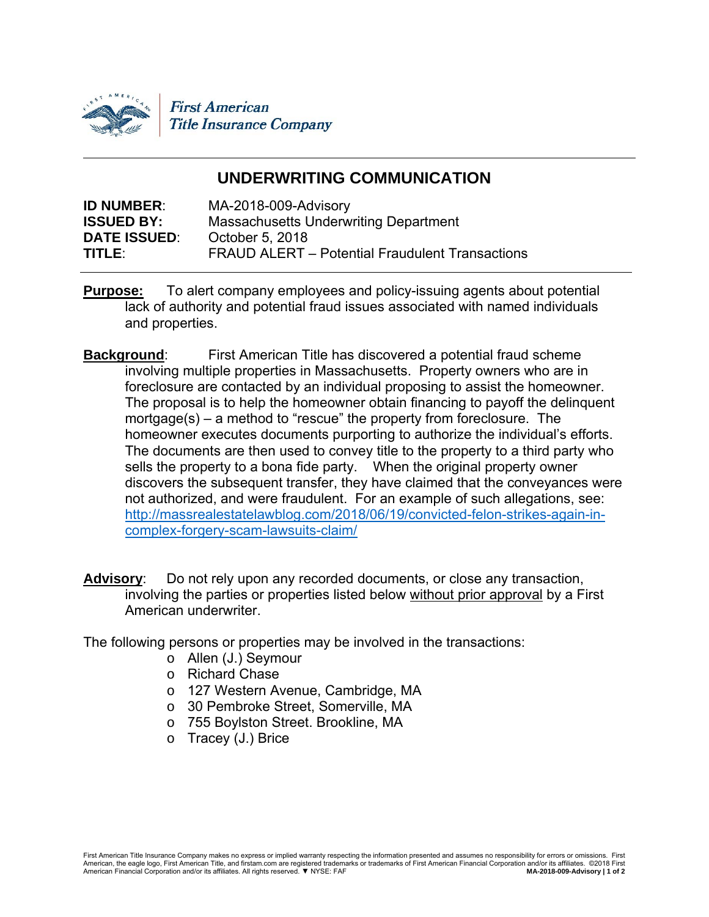First American
Title Insurance Company

## UNDERWRITING COMMUNICATION

**ID NUMBER**: MA-2018-009-Advisory
**ISSUED BY:** Massachusetts Underwriting Department
**DATE ISSUED**: October 5, 2018
**TITLE**: FRAUD ALERT – Potential Fraudulent Transactions

**Purpose:** To alert company employees and policy-issuing agents about potential lack of authority and potential fraud issues associated with named individuals and properties.

**Background**: First American Title has discovered a potential fraud scheme involving multiple properties in Massachusetts. Property owners who are in foreclosure are contacted by an individual proposing to assist the homeowner. The proposal is to help the homeowner obtain financing to payoff the delinquent mortgage(s) – a method to "rescue" the property from foreclosure. The homeowner executes documents purporting to authorize the individual's efforts. The documents are then used to convey title to the property to a third party who sells the property to a bona fide party. When the original property owner discovers the subsequent transfer, they have claimed that the conveyances were not authorized, and were fraudulent. For an example of such allegations, see: http://massrealestatelawblog.com/2018/06/19/convicted-felon-strikes-again-in-complex-forgery-scam-lawsuits-claim/

**Advisory**: Do not rely upon any recorded documents, or close any transaction, involving the parties or properties listed below without prior approval by a First American underwriter.

The following persons or properties may be involved in the transactions:

- Allen (J.) Seymour
- Richard Chase
- 127 Western Avenue, Cambridge, MA
- 30 Pembroke Street, Somerville, MA
- 755 Boylston Street. Brookline, MA
- Tracey (J.) Brice

First American Title Insurance Company makes no express or implied warranty respecting the information presented and assumes no responsibility for errors or omissions. First American, the eagle logo, First American Title, and firstam.com are registered trademarks or trademarks of First American Financial Corporation and/or its affiliates. ©2018 First American Financial Corporation and/or its affiliates. All rights reserved. ▼ NYSE: FAF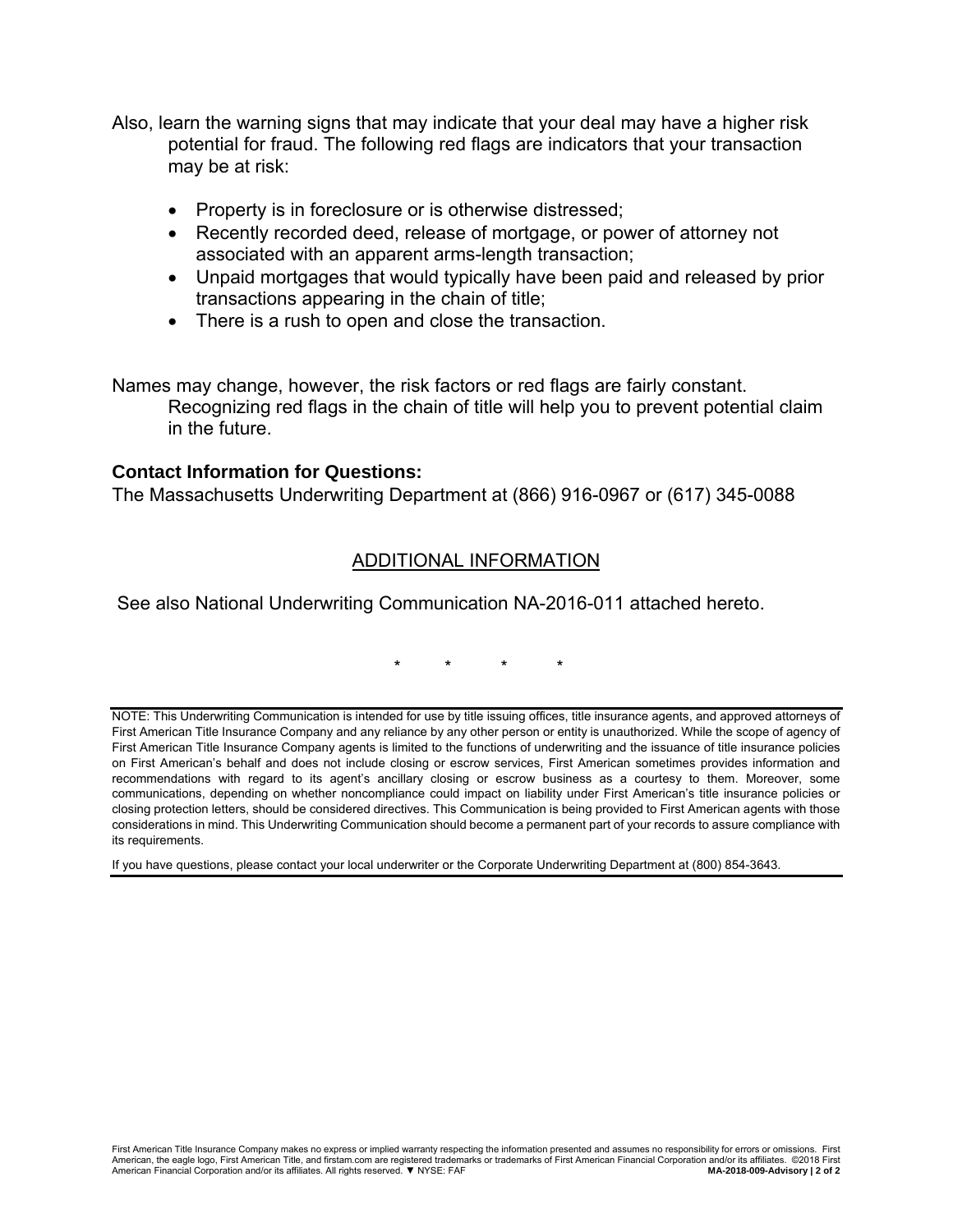Also, learn the warning signs that may indicate that your deal may have a higher risk potential for fraud. The following red flags are indicators that your transaction may be at risk:

- Property is in foreclosure or is otherwise distressed;
- Recently recorded deed, release of mortgage, or power of attorney not associated with an apparent arms-length transaction;
- Unpaid mortgages that would typically have been paid and released by prior transactions appearing in the chain of title;
- There is a rush to open and close the transaction.

Names may change, however, the risk factors or red flags are fairly constant. Recognizing red flags in the chain of title will help you to prevent potential claim in the future.

**Contact Information for Questions:**
The Massachusetts Underwriting Department at (866) 916-0967 or (617) 345-0088

## ADDITIONAL INFORMATION

See also National Underwriting Communication NA-2016-011 attached hereto.

\*    \*    \*    \*

---

NOTE: This Underwriting Communication is intended for use by title issuing offices, title insurance agents, and approved attorneys of First American Title Insurance Company and any reliance by any other person or entity is unauthorized. While the scope of agency of First American Title Insurance Company agents is limited to the functions of underwriting and the issuance of title insurance policies on First American's behalf and does not include closing or escrow services, First American sometimes provides information and recommendations with regard to its agent's ancillary closing or escrow business as a courtesy to them. Moreover, some communications, depending on whether noncompliance could impact on liability under First American's title insurance policies or closing protection letters, should be considered directives. This Communication is being provided to First American agents with those considerations in mind. This Underwriting Communication should become a permanent part of your records to assure compliance with its requirements.

If you have questions, please contact your local underwriter or the Corporate Underwriting Department at (800) 854-3643.

---

First American Title Insurance Company makes no express or implied warranty respecting the information presented and assumes no responsibility for errors or omissions. First American, the eagle logo, First American Title, and firstam.com are registered trademarks or trademarks of First American Financial Corporation and/or its affiliates. ©2018 First American Financial Corporation and/or its affiliates. All rights reserved. ▼ NYSE: FAF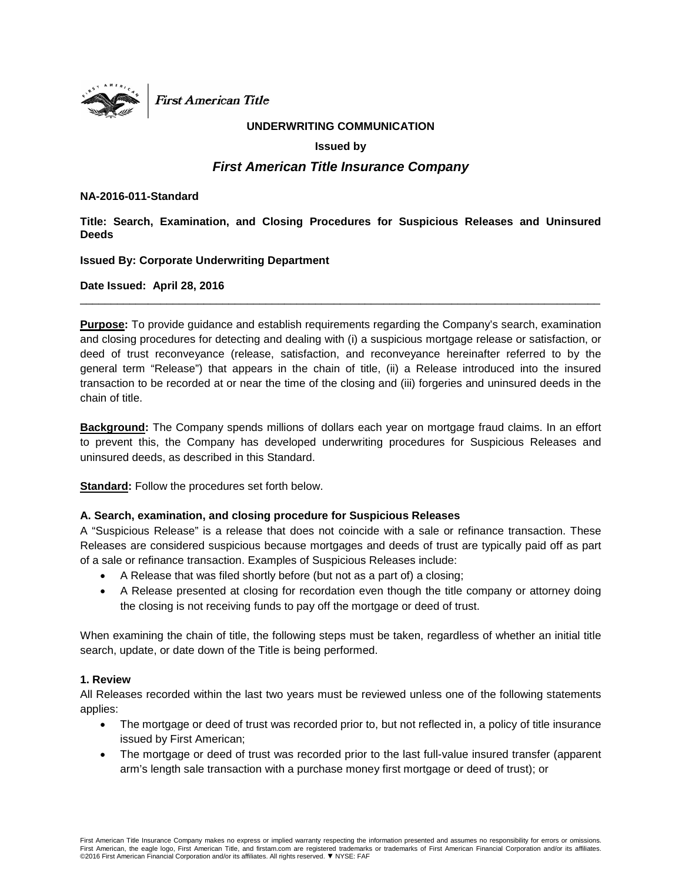First American Title

**UNDERWRITING COMMUNICATION**

**Issued by**

***First American Title Insurance Company***

**NA-2016-011-Standard**

**Title: Search, Examination, and Closing Procedures for Suspicious Releases and Uninsured Deeds**

**Issued By: Corporate Underwriting Department**

**Date Issued: April 28, 2016**

---

**Purpose:** To provide guidance and establish requirements regarding the Company's search, examination and closing procedures for detecting and dealing with (i) a suspicious mortgage release or satisfaction, or deed of trust reconveyance (release, satisfaction, and reconveyance hereinafter referred to by the general term "Release") that appears in the chain of title, (ii) a Release introduced into the insured transaction to be recorded at or near the time of the closing and (iii) forgeries and uninsured deeds in the chain of title.

**Background:** The Company spends millions of dollars each year on mortgage fraud claims. In an effort to prevent this, the Company has developed underwriting procedures for Suspicious Releases and uninsured deeds, as described in this Standard.

**Standard:** Follow the procedures set forth below.

**A. Search, examination, and closing procedure for Suspicious Releases**

A "Suspicious Release" is a release that does not coincide with a sale or refinance transaction. These Releases are considered suspicious because mortgages and deeds of trust are typically paid off as part of a sale or refinance transaction. Examples of Suspicious Releases include:

- A Release that was filed shortly before (but not as a part of) a closing;
- A Release presented at closing for recordation even though the title company or attorney doing the closing is not receiving funds to pay off the mortgage or deed of trust.

When examining the chain of title, the following steps must be taken, regardless of whether an initial title search, update, or date down of the Title is being performed.

**1. Review**

All Releases recorded within the last two years must be reviewed unless one of the following statements applies:

- The mortgage or deed of trust was recorded prior to, but not reflected in, a policy of title insurance issued by First American;
- The mortgage or deed of trust was recorded prior to the last full-value insured transfer (apparent arm's length sale transaction with a purchase money first mortgage or deed of trust); or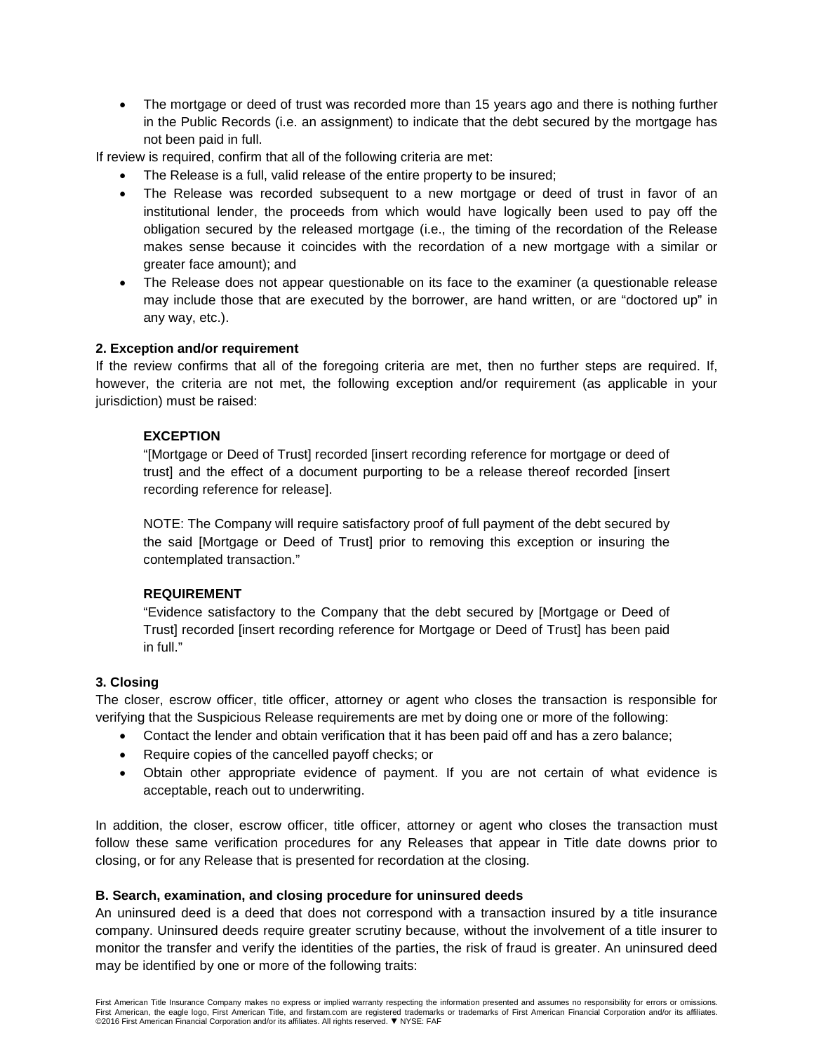- The mortgage or deed of trust was recorded more than 15 years ago and there is nothing further in the Public Records (i.e. an assignment) to indicate that the debt secured by the mortgage has not been paid in full.

If review is required, confirm that all of the following criteria are met:

- The Release is a full, valid release of the entire property to be insured;
- The Release was recorded subsequent to a new mortgage or deed of trust in favor of an institutional lender, the proceeds from which would have logically been used to pay off the obligation secured by the released mortgage (i.e., the timing of the recordation of the Release makes sense because it coincides with the recordation of a new mortgage with a similar or greater face amount); and
- The Release does not appear questionable on its face to the examiner (a questionable release may include those that are executed by the borrower, are hand written, or are "doctored up" in any way, etc.).

**2. Exception and/or requirement**

If the review confirms that all of the foregoing criteria are met, then no further steps are required. If, however, the criteria are not met, the following exception and/or requirement (as applicable in your jurisdiction) must be raised:

> **EXCEPTION**
>
> "[Mortgage or Deed of Trust] recorded [insert recording reference for mortgage or deed of trust] and the effect of a document purporting to be a release thereof recorded [insert recording reference for release].
>
> NOTE: The Company will require satisfactory proof of full payment of the debt secured by the said [Mortgage or Deed of Trust] prior to removing this exception or insuring the contemplated transaction."
>
> **REQUIREMENT**
>
> "Evidence satisfactory to the Company that the debt secured by [Mortgage or Deed of Trust] recorded [insert recording reference for Mortgage or Deed of Trust] has been paid in full."

**3. Closing**

The closer, escrow officer, title officer, attorney or agent who closes the transaction is responsible for verifying that the Suspicious Release requirements are met by doing one or more of the following:

- Contact the lender and obtain verification that it has been paid off and has a zero balance;
- Require copies of the cancelled payoff checks; or
- Obtain other appropriate evidence of payment. If you are not certain of what evidence is acceptable, reach out to underwriting.

In addition, the closer, escrow officer, title officer, attorney or agent who closes the transaction must follow these same verification procedures for any Releases that appear in Title date downs prior to closing, or for any Release that is presented for recordation at the closing.

**B. Search, examination, and closing procedure for uninsured deeds**

An uninsured deed is a deed that does not correspond with a transaction insured by a title insurance company. Uninsured deeds require greater scrutiny because, without the involvement of a title insurer to monitor the transfer and verify the identities of the parties, the risk of fraud is greater. An uninsured deed may be identified by one or more of the following traits: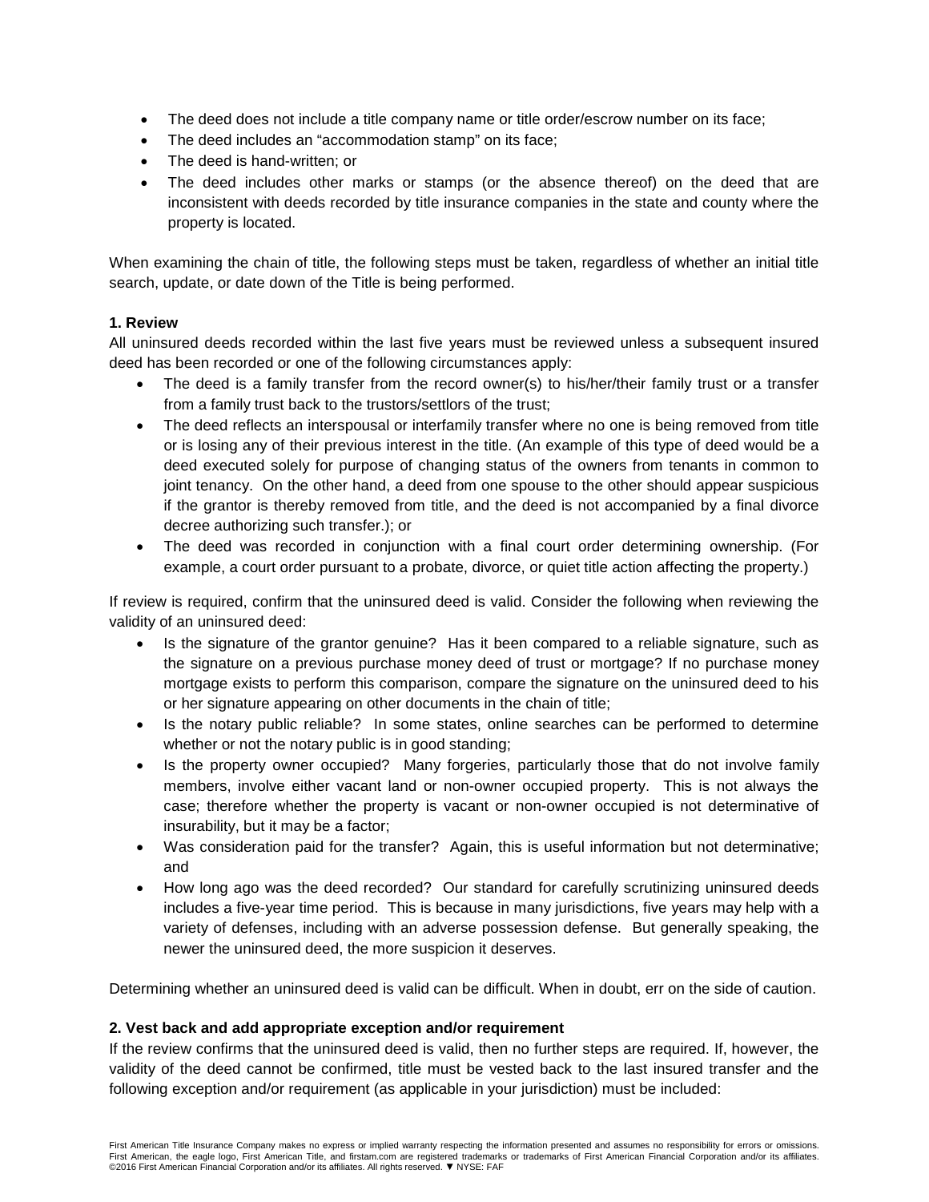- The deed does not include a title company name or title order/escrow number on its face;
- The deed includes an "accommodation stamp" on its face;
- The deed is hand-written; or
- The deed includes other marks or stamps (or the absence thereof) on the deed that are inconsistent with deeds recorded by title insurance companies in the state and county where the property is located.

When examining the chain of title, the following steps must be taken, regardless of whether an initial title search, update, or date down of the Title is being performed.

**1. Review**

All uninsured deeds recorded within the last five years must be reviewed unless a subsequent insured deed has been recorded or one of the following circumstances apply:

- The deed is a family transfer from the record owner(s) to his/her/their family trust or a transfer from a family trust back to the trustors/settlors of the trust;
- The deed reflects an interspousal or interfamily transfer where no one is being removed from title or is losing any of their previous interest in the title. (An example of this type of deed would be a deed executed solely for purpose of changing status of the owners from tenants in common to joint tenancy. On the other hand, a deed from one spouse to the other should appear suspicious if the grantor is thereby removed from title, and the deed is not accompanied by a final divorce decree authorizing such transfer.); or
- The deed was recorded in conjunction with a final court order determining ownership. (For example, a court order pursuant to a probate, divorce, or quiet title action affecting the property.)

If review is required, confirm that the uninsured deed is valid. Consider the following when reviewing the validity of an uninsured deed:

- Is the signature of the grantor genuine? Has it been compared to a reliable signature, such as the signature on a previous purchase money deed of trust or mortgage? If no purchase money mortgage exists to perform this comparison, compare the signature on the uninsured deed to his or her signature appearing on other documents in the chain of title;
- Is the notary public reliable? In some states, online searches can be performed to determine whether or not the notary public is in good standing;
- Is the property owner occupied? Many forgeries, particularly those that do not involve family members, involve either vacant land or non-owner occupied property. This is not always the case; therefore whether the property is vacant or non-owner occupied is not determinative of insurability, but it may be a factor;
- Was consideration paid for the transfer? Again, this is useful information but not determinative; and
- How long ago was the deed recorded? Our standard for carefully scrutinizing uninsured deeds includes a five-year time period. This is because in many jurisdictions, five years may help with a variety of defenses, including with an adverse possession defense. But generally speaking, the newer the uninsured deed, the more suspicion it deserves.

Determining whether an uninsured deed is valid can be difficult. When in doubt, err on the side of caution.

**2. Vest back and add appropriate exception and/or requirement**

If the review confirms that the uninsured deed is valid, then no further steps are required. If, however, the validity of the deed cannot be confirmed, title must be vested back to the last insured transfer and the following exception and/or requirement (as applicable in your jurisdiction) must be included:

First American Title Insurance Company makes no express or implied warranty respecting the information presented and assumes no responsibility for errors or omissions. First American, the eagle logo, First American Title, and firstam.com are registered trademarks or trademarks of First American Financial Corporation and/or its affiliates. ©2016 First American Financial Corporation and/or its affiliates. All rights reserved. ▼ NYSE: FAF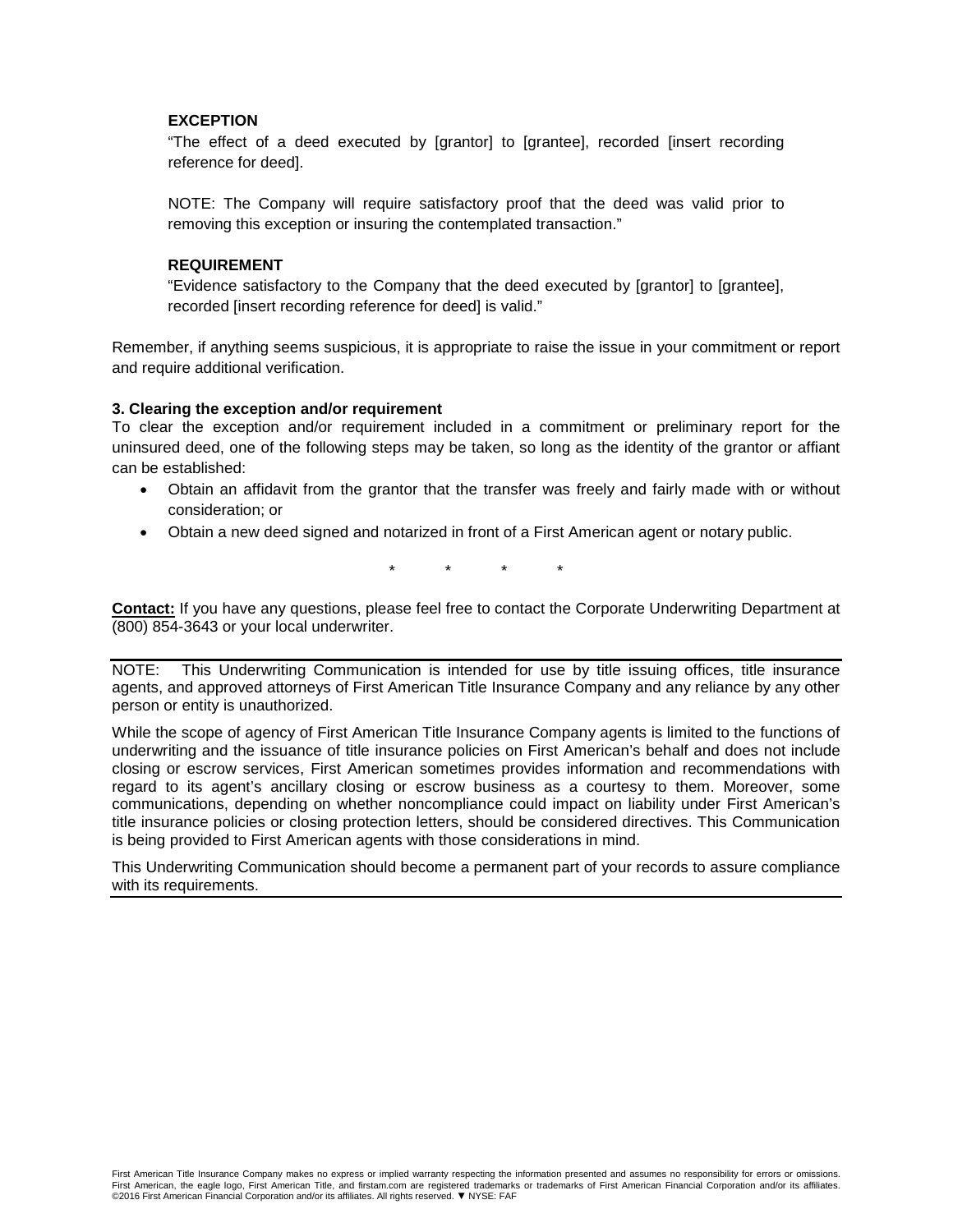**EXCEPTION**

"The effect of a deed executed by [grantor] to [grantee], recorded [insert recording reference for deed].

NOTE: The Company will require satisfactory proof that the deed was valid prior to removing this exception or insuring the contemplated transaction."

**REQUIREMENT**

"Evidence satisfactory to the Company that the deed executed by [grantor] to [grantee], recorded [insert recording reference for deed] is valid."

Remember, if anything seems suspicious, it is appropriate to raise the issue in your commitment or report and require additional verification.

**3. Clearing the exception and/or requirement**

To clear the exception and/or requirement included in a commitment or preliminary report for the uninsured deed, one of the following steps may be taken, so long as the identity of the grantor or affiant can be established:

- Obtain an affidavit from the grantor that the transfer was freely and fairly made with or without consideration; or
- Obtain a new deed signed and notarized in front of a First American agent or notary public.

\* \* \* \*

**Contact:** If you have any questions, please feel free to contact the Corporate Underwriting Department at (800) 854-3643 or your local underwriter.

---

NOTE: This Underwriting Communication is intended for use by title issuing offices, title insurance agents, and approved attorneys of First American Title Insurance Company and any reliance by any other person or entity is unauthorized.

While the scope of agency of First American Title Insurance Company agents is limited to the functions of underwriting and the issuance of title insurance policies on First American's behalf and does not include closing or escrow services, First American sometimes provides information and recommendations with regard to its agent's ancillary closing or escrow business as a courtesy to them. Moreover, some communications, depending on whether noncompliance could impact on liability under First American's title insurance policies or closing protection letters, should be considered directives. This Communication is being provided to First American agents with those considerations in mind.

This Underwriting Communication should become a permanent part of your records to assure compliance with its requirements.

---

First American Title Insurance Company makes no express or implied warranty respecting the information presented and assumes no responsibility for errors or omissions. First American, the eagle logo, First American Title, and firstam.com are registered trademarks or trademarks of First American Financial Corporation and/or its affiliates. ©2016 First American Financial Corporation and/or its affiliates. All rights reserved. ▼ NYSE: FAF